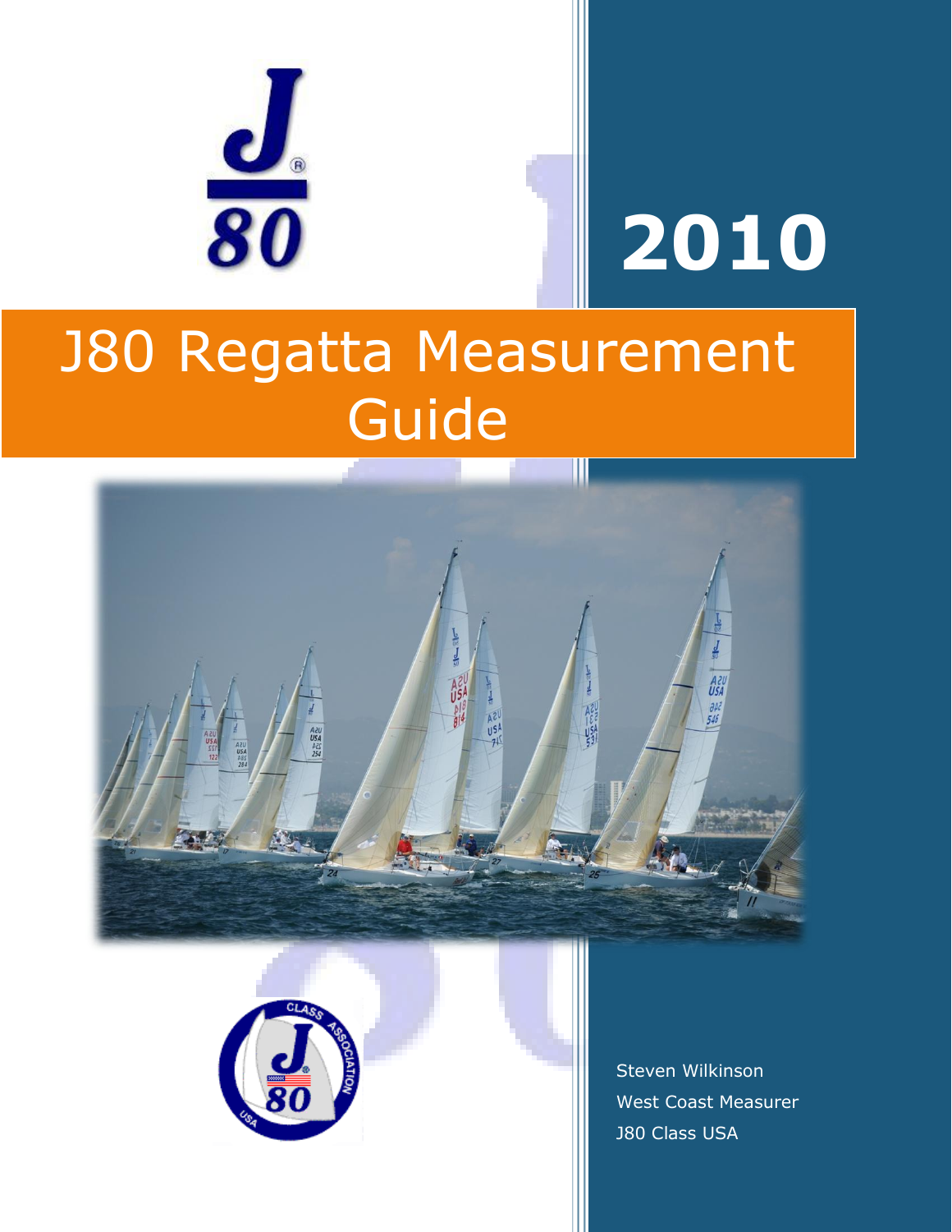2010

# J80 Regatta Measurement Guide

Steven Wilkinson
West Coast Measurer
J80 Class USA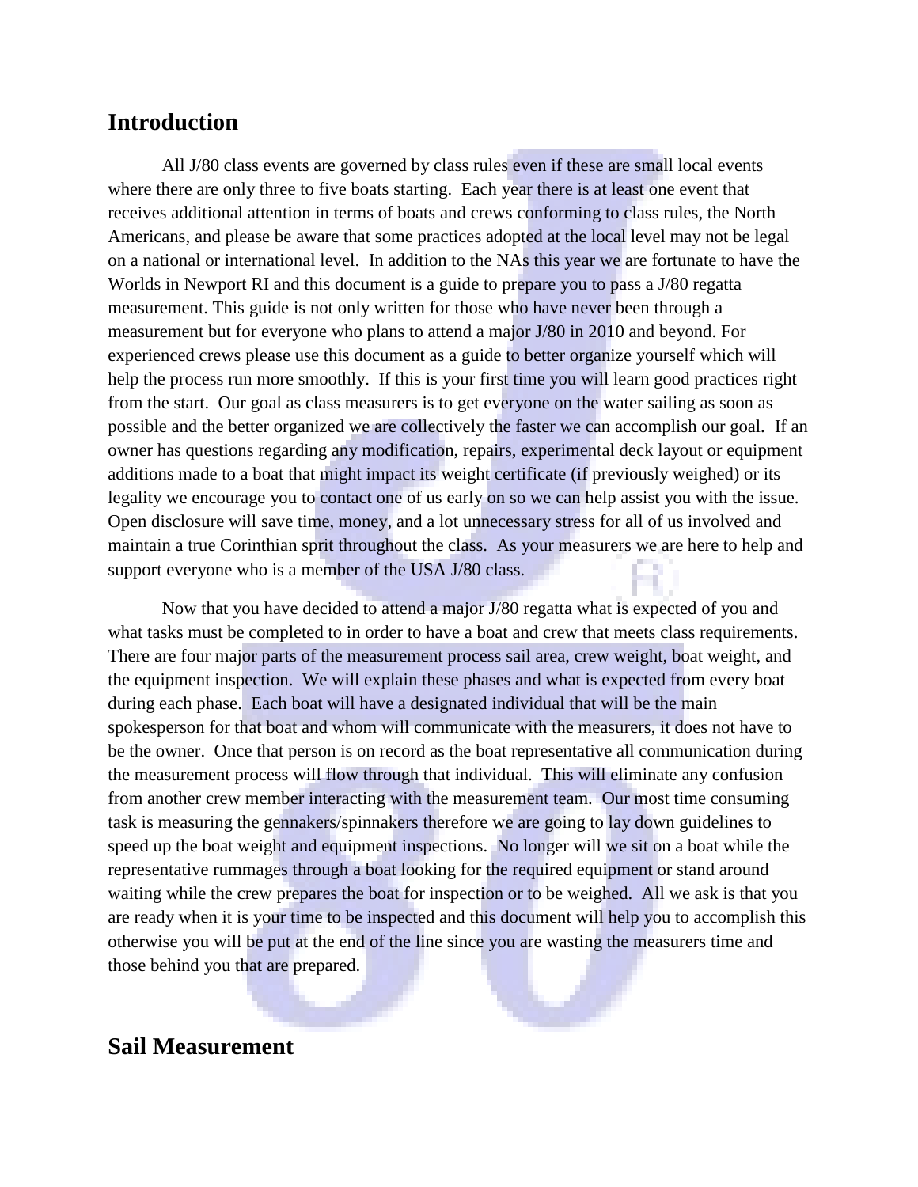## Introduction

All J/80 class events are governed by class rules even if these are small local events where there are only three to five boats starting. Each year there is at least one event that receives additional attention in terms of boats and crews conforming to class rules, the North Americans, and please be aware that some practices adopted at the local level may not be legal on a national or international level. In addition to the NAs this year we are fortunate to have the Worlds in Newport RI and this document is a guide to prepare you to pass a J/80 regatta measurement. This guide is not only written for those who have never been through a measurement but for everyone who plans to attend a major J/80 in 2010 and beyond. For experienced crews please use this document as a guide to better organize yourself which will help the process run more smoothly. If this is your first time you will learn good practices right from the start. Our goal as class measurers is to get everyone on the water sailing as soon as possible and the better organized we are collectively the faster we can accomplish our goal. If an owner has questions regarding any modification, repairs, experimental deck layout or equipment additions made to a boat that might impact its weight certificate (if previously weighed) or its legality we encourage you to contact one of us early on so we can help assist you with the issue. Open disclosure will save time, money, and a lot unnecessary stress for all of us involved and maintain a true Corinthian sprit throughout the class. As your measurers we are here to help and support everyone who is a member of the USA J/80 class.

Now that you have decided to attend a major J/80 regatta what is expected of you and what tasks must be completed to in order to have a boat and crew that meets class requirements. There are four major parts of the measurement process sail area, crew weight, boat weight, and the equipment inspection. We will explain these phases and what is expected from every boat during each phase. Each boat will have a designated individual that will be the main spokesperson for that boat and whom will communicate with the measurers, it does not have to be the owner. Once that person is on record as the boat representative all communication during the measurement process will flow through that individual. This will eliminate any confusion from another crew member interacting with the measurement team. Our most time consuming task is measuring the gennakers/spinnakers therefore we are going to lay down guidelines to speed up the boat weight and equipment inspections. No longer will we sit on a boat while the representative rummages through a boat looking for the required equipment or stand around waiting while the crew prepares the boat for inspection or to be weighed. All we ask is that you are ready when it is your time to be inspected and this document will help you to accomplish this otherwise you will be put at the end of the line since you are wasting the measurers time and those behind you that are prepared.

## Sail Measurement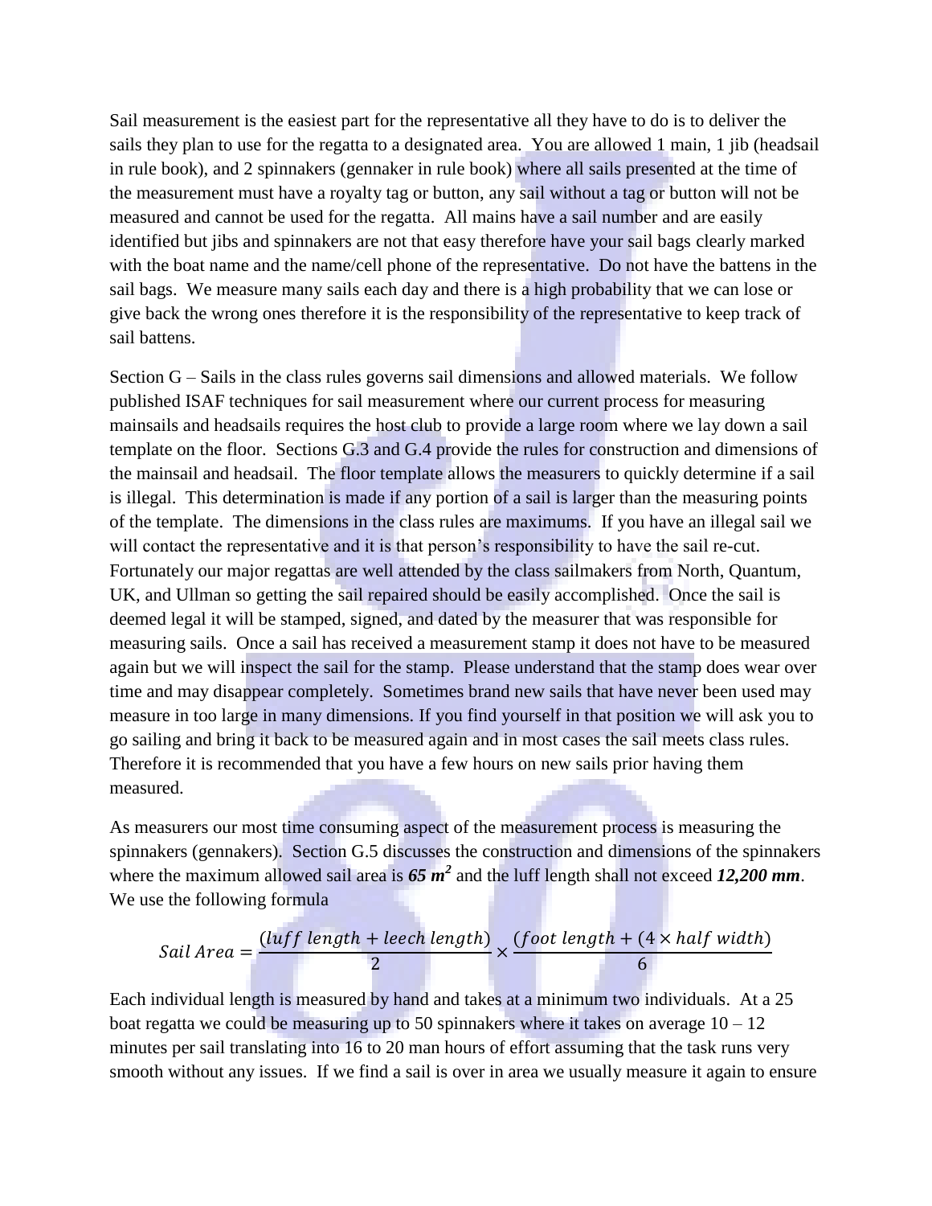Sail measurement is the easiest part for the representative all they have to do is to deliver the sails they plan to use for the regatta to a designated area. You are allowed 1 main, 1 jib (headsail in rule book), and 2 spinnakers (gennaker in rule book) where all sails presented at the time of the measurement must have a royalty tag or button, any sail without a tag or button will not be measured and cannot be used for the regatta. All mains have a sail number and are easily identified but jibs and spinnakers are not that easy therefore have your sail bags clearly marked with the boat name and the name/cell phone of the representative. Do not have the battens in the sail bags. We measure many sails each day and there is a high probability that we can lose or give back the wrong ones therefore it is the responsibility of the representative to keep track of sail battens.

Section G – Sails in the class rules governs sail dimensions and allowed materials. We follow published ISAF techniques for sail measurement where our current process for measuring mainsails and headsails requires the host club to provide a large room where we lay down a sail template on the floor. Sections G.3 and G.4 provide the rules for construction and dimensions of the mainsail and headsail. The floor template allows the measurers to quickly determine if a sail is illegal. This determination is made if any portion of a sail is larger than the measuring points of the template. The dimensions in the class rules are maximums. If you have an illegal sail we will contact the representative and it is that person's responsibility to have the sail re-cut. Fortunately our major regattas are well attended by the class sailmakers from North, Quantum, UK, and Ullman so getting the sail repaired should be easily accomplished. Once the sail is deemed legal it will be stamped, signed, and dated by the measurer that was responsible for measuring sails. Once a sail has received a measurement stamp it does not have to be measured again but we will inspect the sail for the stamp. Please understand that the stamp does wear over time and may disappear completely. Sometimes brand new sails that have never been used may measure in too large in many dimensions. If you find yourself in that position we will ask you to go sailing and bring it back to be measured again and in most cases the sail meets class rules. Therefore it is recommended that you have a few hours on new sails prior having them measured.

As measurers our most time consuming aspect of the measurement process is measuring the spinnakers (gennakers). Section G.5 discusses the construction and dimensions of the spinnakers where the maximum allowed sail area is ***65 m²*** and the luff length shall not exceed ***12,200 mm***. We use the following formula

$$Sail\ Area = \frac{(luff\ length + leech\ length)}{2} \times \frac{(foot\ length + (4 \times half\ width)}{6}$$

Each individual length is measured by hand and takes at a minimum two individuals. At a 25 boat regatta we could be measuring up to 50 spinnakers where it takes on average 10 – 12 minutes per sail translating into 16 to 20 man hours of effort assuming that the task runs very smooth without any issues. If we find a sail is over in area we usually measure it again to ensure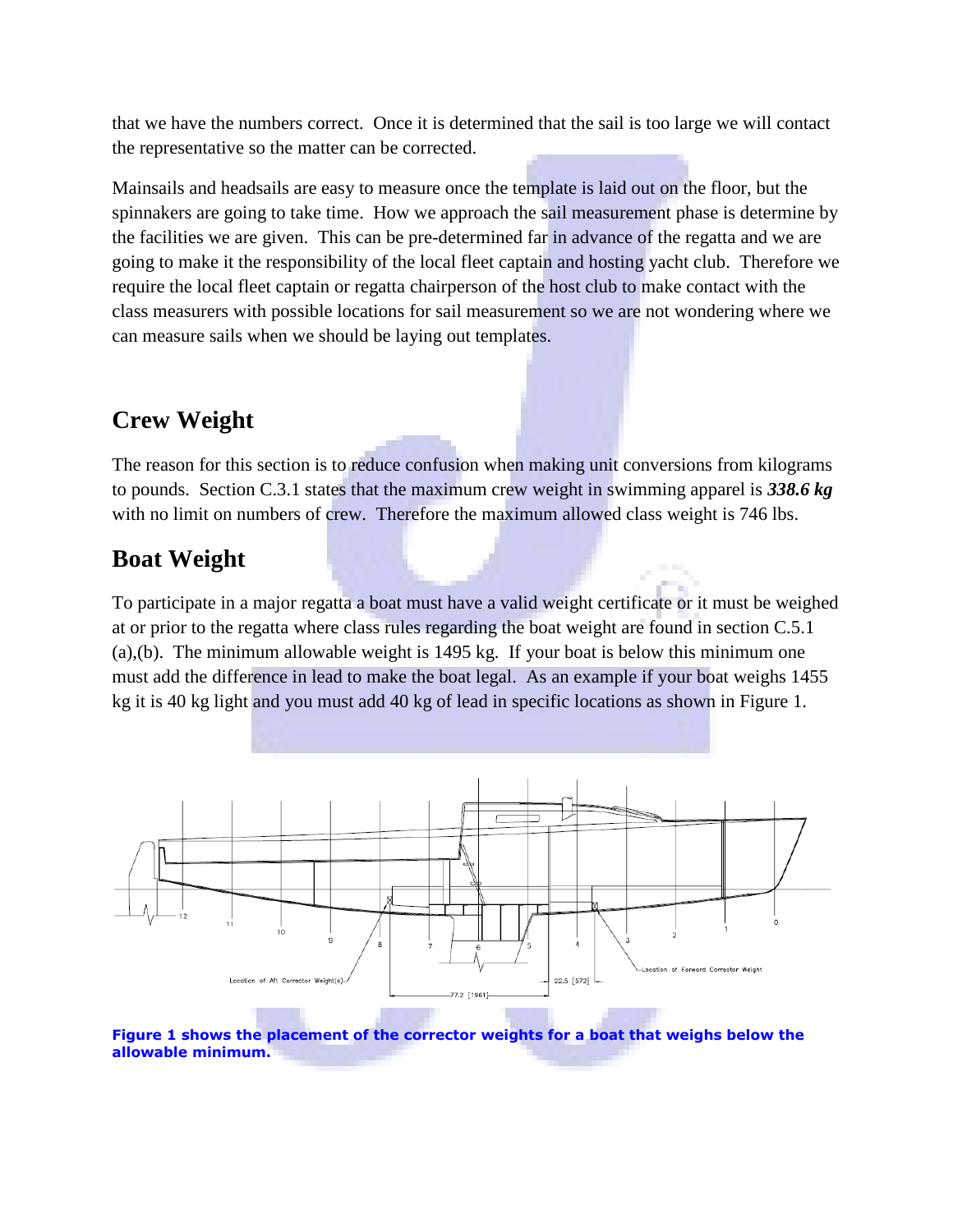that we have the numbers correct. Once it is determined that the sail is too large we will contact the representative so the matter can be corrected.

Mainsails and headsails are easy to measure once the template is laid out on the floor, but the spinnakers are going to take time. How we approach the sail measurement phase is determine by the facilities we are given. This can be pre-determined far in advance of the regatta and we are going to make it the responsibility of the local fleet captain and hosting yacht club. Therefore we require the local fleet captain or regatta chairperson of the host club to make contact with the class measurers with possible locations for sail measurement so we are not wondering where we can measure sails when we should be laying out templates.

## Crew Weight

The reason for this section is to reduce confusion when making unit conversions from kilograms to pounds. Section C.3.1 states that the maximum crew weight in swimming apparel is ***338.6 kg*** with no limit on numbers of crew. Therefore the maximum allowed class weight is 746 lbs.

## Boat Weight

To participate in a major regatta a boat must have a valid weight certificate or it must be weighed at or prior to the regatta where class rules regarding the boat weight are found in section C.5.1 (a),(b). The minimum allowable weight is 1495 kg. If your boat is below this minimum one must add the difference in lead to make the boat legal. As an example if your boat weighs 1455 kg it is 40 kg light and you must add 40 kg of lead in specific locations as shown in Figure 1.

**Figure 1 shows the placement of the corrector weights for a boat that weighs below the allowable minimum.**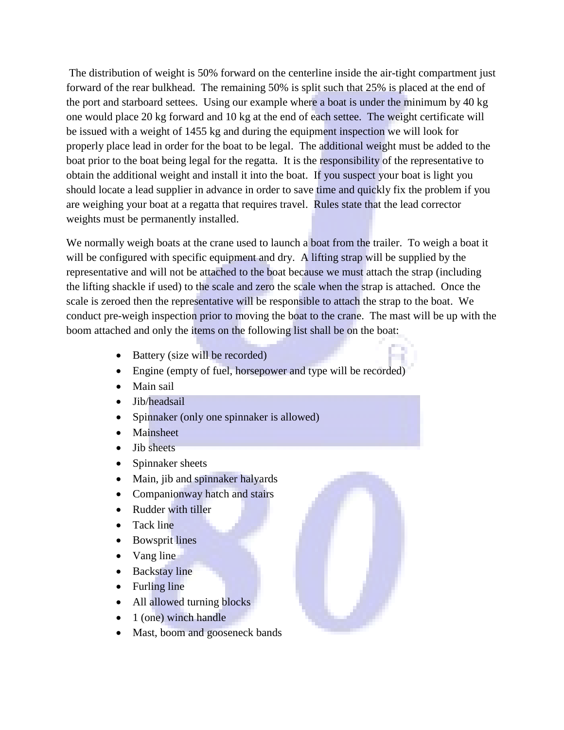The distribution of weight is 50% forward on the centerline inside the air-tight compartment just forward of the rear bulkhead. The remaining 50% is split such that 25% is placed at the end of the port and starboard settees. Using our example where a boat is under the minimum by 40 kg one would place 20 kg forward and 10 kg at the end of each settee. The weight certificate will be issued with a weight of 1455 kg and during the equipment inspection we will look for properly place lead in order for the boat to be legal. The additional weight must be added to the boat prior to the boat being legal for the regatta. It is the responsibility of the representative to obtain the additional weight and install it into the boat. If you suspect your boat is light you should locate a lead supplier in advance in order to save time and quickly fix the problem if you are weighing your boat at a regatta that requires travel. Rules state that the lead corrector weights must be permanently installed.

We normally weigh boats at the crane used to launch a boat from the trailer. To weigh a boat it will be configured with specific equipment and dry. A lifting strap will be supplied by the representative and will not be attached to the boat because we must attach the strap (including the lifting shackle if used) to the scale and zero the scale when the strap is attached. Once the scale is zeroed then the representative will be responsible to attach the strap to the boat. We conduct pre-weigh inspection prior to moving the boat to the crane. The mast will be up with the boom attached and only the items on the following list shall be on the boat:

- Battery (size will be recorded)
- Engine (empty of fuel, horsepower and type will be recorded)
- Main sail
- Jib/headsail
- Spinnaker (only one spinnaker is allowed)
- Mainsheet
- Jib sheets
- Spinnaker sheets
- Main, jib and spinnaker halyards
- Companionway hatch and stairs
- Rudder with tiller
- Tack line
- Bowsprit lines
- Vang line
- Backstay line
- Furling line
- All allowed turning blocks
- 1 (one) winch handle
- Mast, boom and gooseneck bands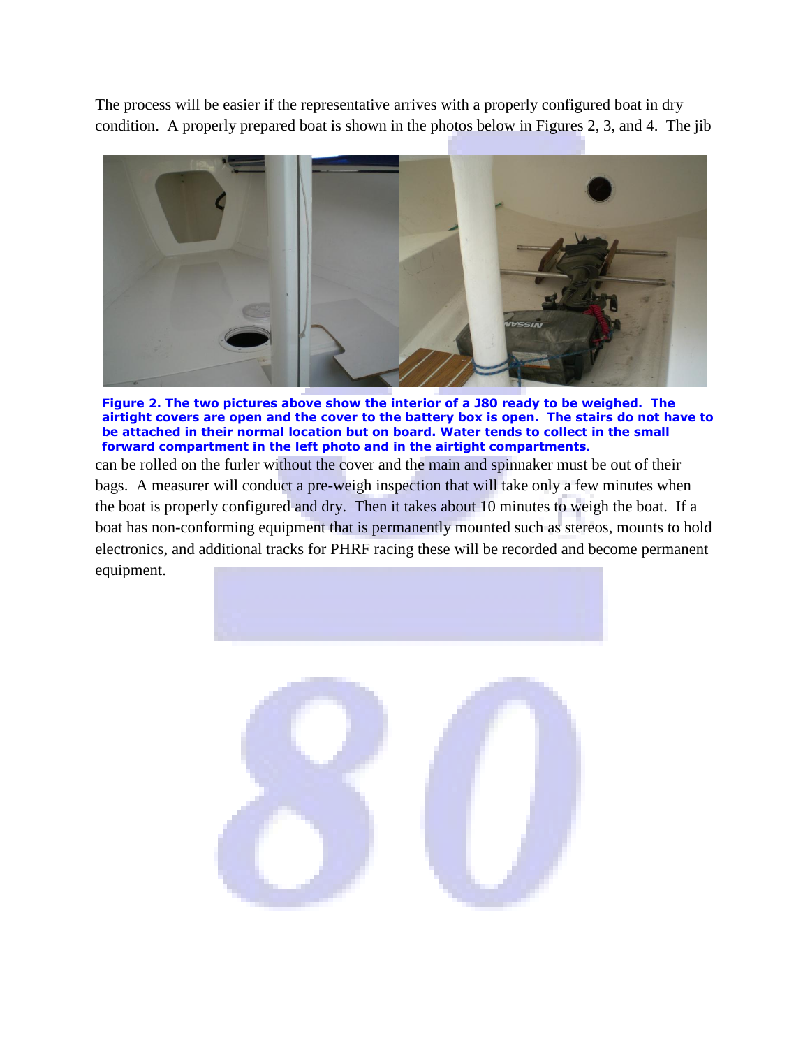The process will be easier if the representative arrives with a properly configured boat in dry condition. A properly prepared boat is shown in the photos below in Figures 2, 3, and 4. The jib can be rolled on the furler without the cover and the main and spinnaker must be out of their bags. A measurer will conduct a pre-weigh inspection that will take only a few minutes when the boat is properly configured and dry. Then it takes about 10 minutes to weigh the boat. If a boat has non-conforming equipment that is permanently mounted such as stereos, mounts to hold electronics, and additional tracks for PHRF racing these will be recorded and become permanent equipment.

**Figure 2. The two pictures above show the interior of a J80 ready to be weighed. The airtight covers are open and the cover to the battery box is open. The stairs do not have to be attached in their normal location but on board. Water tends to collect in the small forward compartment in the left photo and in the airtight compartments.**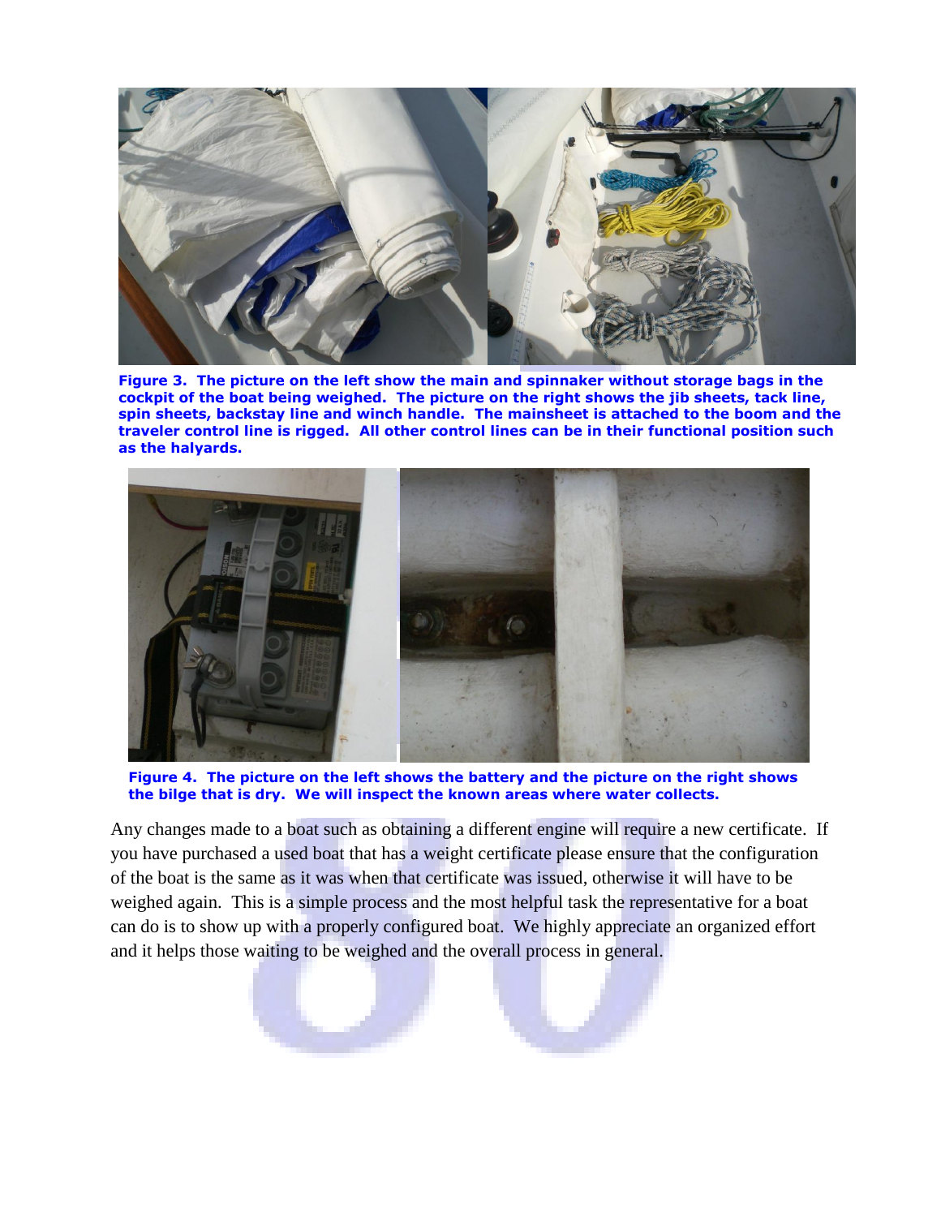**Figure 3. The picture on the left show the main and spinnaker without storage bags in the cockpit of the boat being weighed. The picture on the right shows the jib sheets, tack line, spin sheets, backstay line and winch handle. The mainsheet is attached to the boom and the traveler control line is rigged. All other control lines can be in their functional position such as the halyards.**

**Figure 4. The picture on the left shows the battery and the picture on the right shows the bilge that is dry. We will inspect the known areas where water collects.**

Any changes made to a boat such as obtaining a different engine will require a new certificate. If you have purchased a used boat that has a weight certificate please ensure that the configuration of the boat is the same as it was when that certificate was issued, otherwise it will have to be weighed again. This is a simple process and the most helpful task the representative for a boat can do is to show up with a properly configured boat. We highly appreciate an organized effort and it helps those waiting to be weighed and the overall process in general.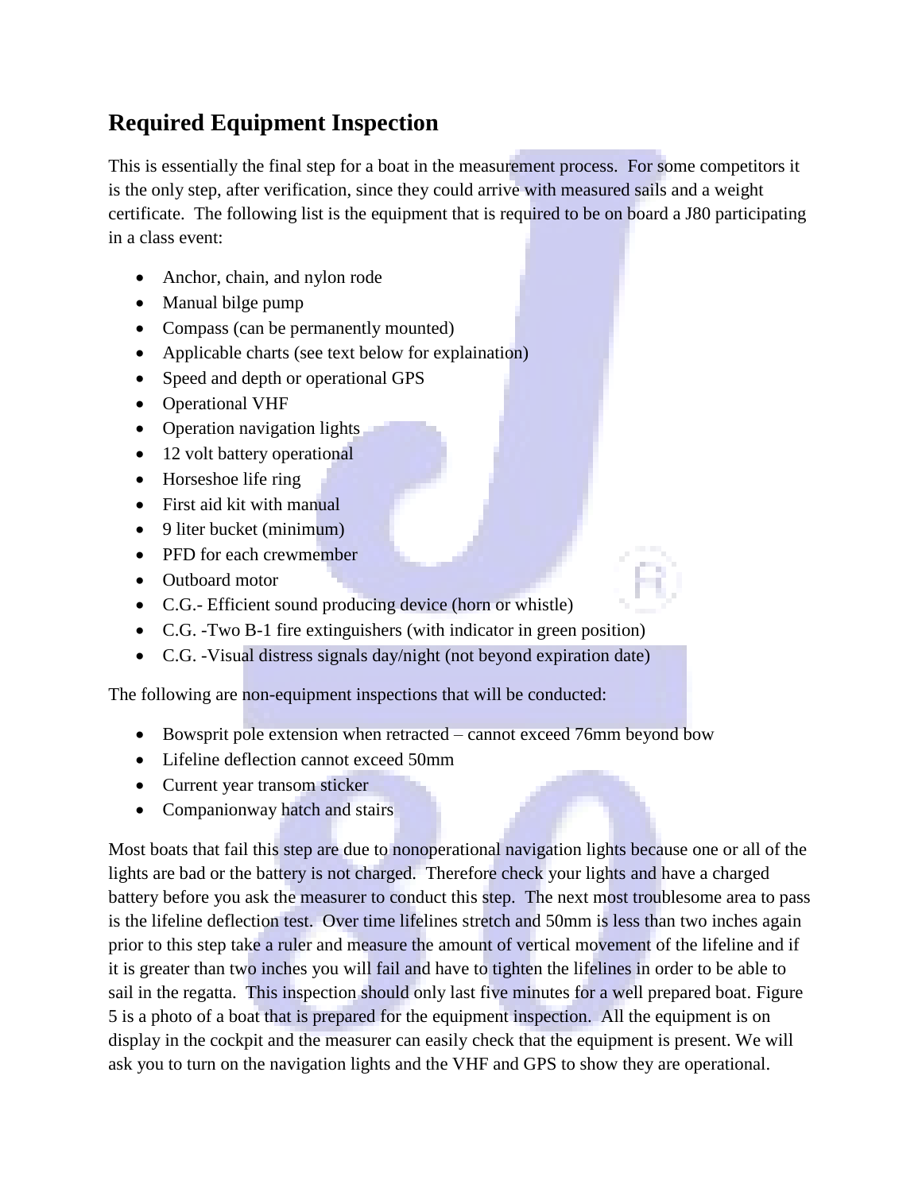## Required Equipment Inspection

This is essentially the final step for a boat in the measurement process. For some competitors it is the only step, after verification, since they could arrive with measured sails and a weight certificate. The following list is the equipment that is required to be on board a J80 participating in a class event:

- Anchor, chain, and nylon rode
- Manual bilge pump
- Compass (can be permanently mounted)
- Applicable charts (see text below for explaination)
- Speed and depth or operational GPS
- Operational VHF
- Operation navigation lights
- 12 volt battery operational
- Horseshoe life ring
- First aid kit with manual
- 9 liter bucket (minimum)
- PFD for each crewmember
- Outboard motor
- C.G.- Efficient sound producing device (horn or whistle)
- C.G. -Two B-1 fire extinguishers (with indicator in green position)
- C.G. -Visual distress signals day/night (not beyond expiration date)

The following are non-equipment inspections that will be conducted:

- Bowsprit pole extension when retracted – cannot exceed 76mm beyond bow
- Lifeline deflection cannot exceed 50mm
- Current year transom sticker
- Companionway hatch and stairs

Most boats that fail this step are due to nonoperational navigation lights because one or all of the lights are bad or the battery is not charged. Therefore check your lights and have a charged battery before you ask the measurer to conduct this step. The next most troublesome area to pass is the lifeline deflection test. Over time lifelines stretch and 50mm is less than two inches again prior to this step take a ruler and measure the amount of vertical movement of the lifeline and if it is greater than two inches you will fail and have to tighten the lifelines in order to be able to sail in the regatta. This inspection should only last five minutes for a well prepared boat. Figure 5 is a photo of a boat that is prepared for the equipment inspection. All the equipment is on display in the cockpit and the measurer can easily check that the equipment is present. We will ask you to turn on the navigation lights and the VHF and GPS to show they are operational.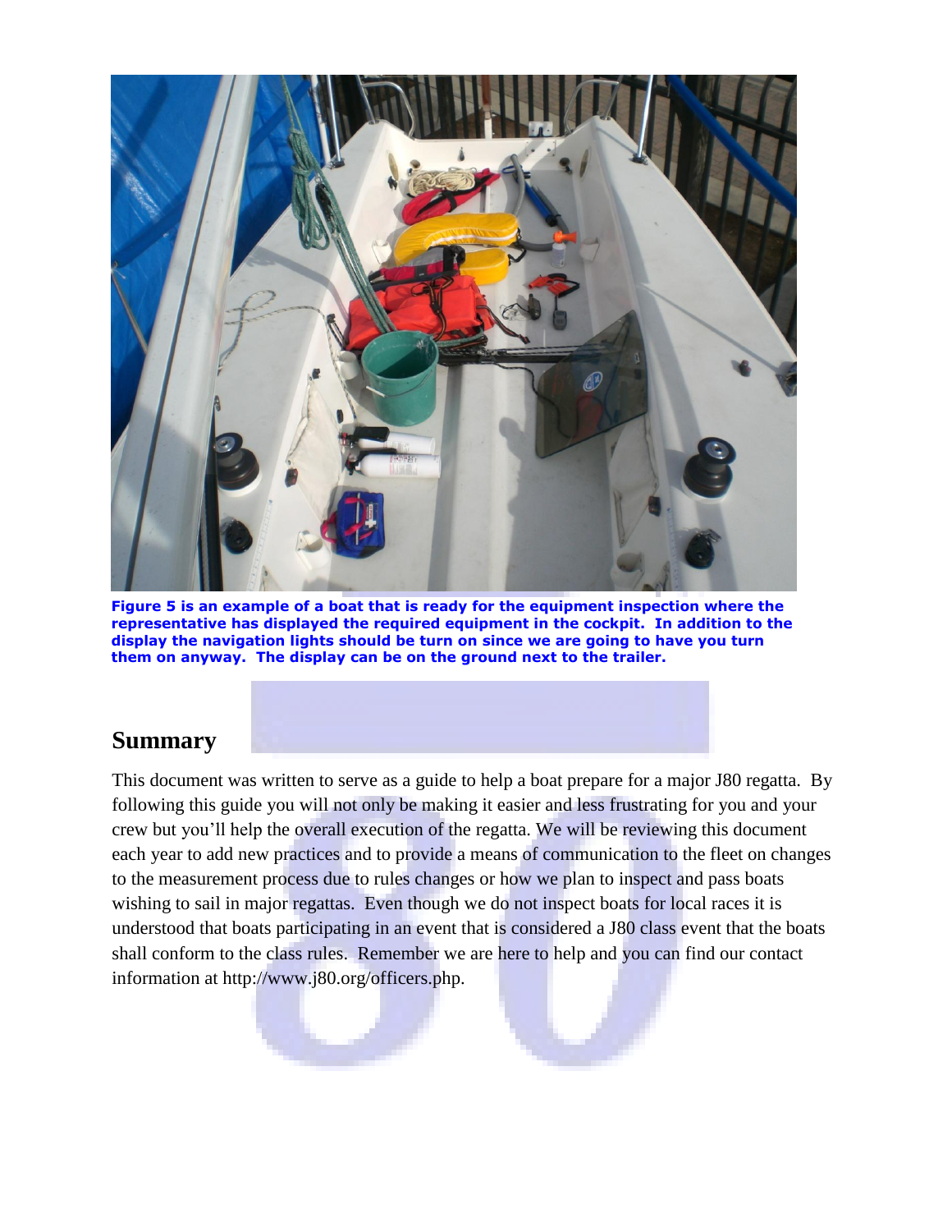Figure 5 is an example of a boat that is ready for the equipment inspection where the representative has displayed the required equipment in the cockpit. In addition to the display the navigation lights should be turn on since we are going to have you turn them on anyway. The display can be on the ground next to the trailer.

## Summary

This document was written to serve as a guide to help a boat prepare for a major J80 regatta. By following this guide you will not only be making it easier and less frustrating for you and your crew but you'll help the overall execution of the regatta. We will be reviewing this document each year to add new practices and to provide a means of communication to the fleet on changes to the measurement process due to rules changes or how we plan to inspect and pass boats wishing to sail in major regattas. Even though we do not inspect boats for local races it is understood that boats participating in an event that is considered a J80 class event that the boats shall conform to the class rules. Remember we are here to help and you can find our contact information at http://www.j80.org/officers.php.